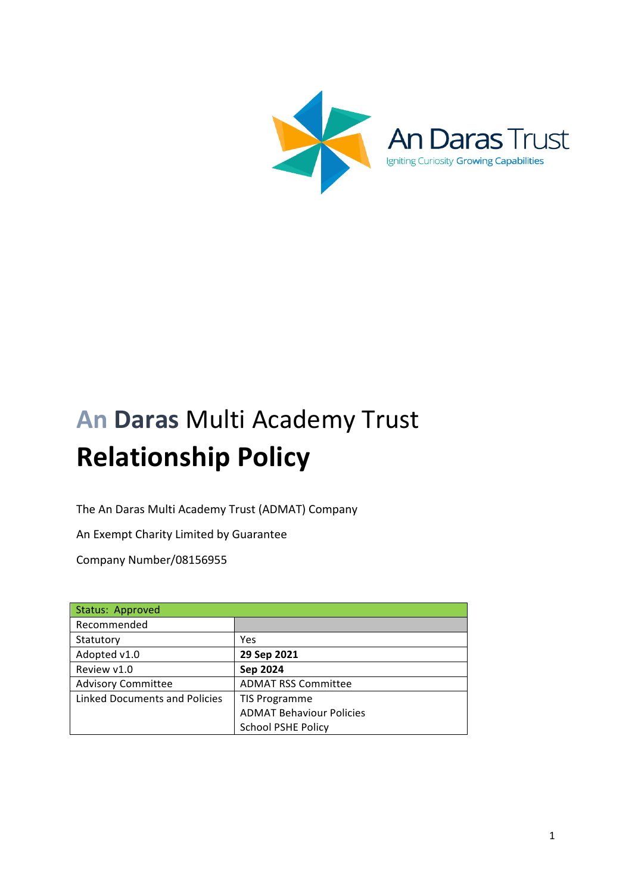An Daras Trust

Igniting Curiosity Growing Capabilities

# An Daras Multi Academy Trust

# Relationship Policy

The An Daras Multi Academy Trust (ADMAT) Company

An Exempt Charity Limited by Guarantee

Company Number/08156955

| Status: Approved | |
|---|---|
| Recommended | |
| Statutory | Yes |
| Adopted v1.0 | **29 Sep 2021** |
| Review v1.0 | **Sep 2024** |
| Advisory Committee | ADMAT RSS Committee |
| Linked Documents and Policies | TIS Programme<br>ADMAT Behaviour Policies<br>School PSHE Policy |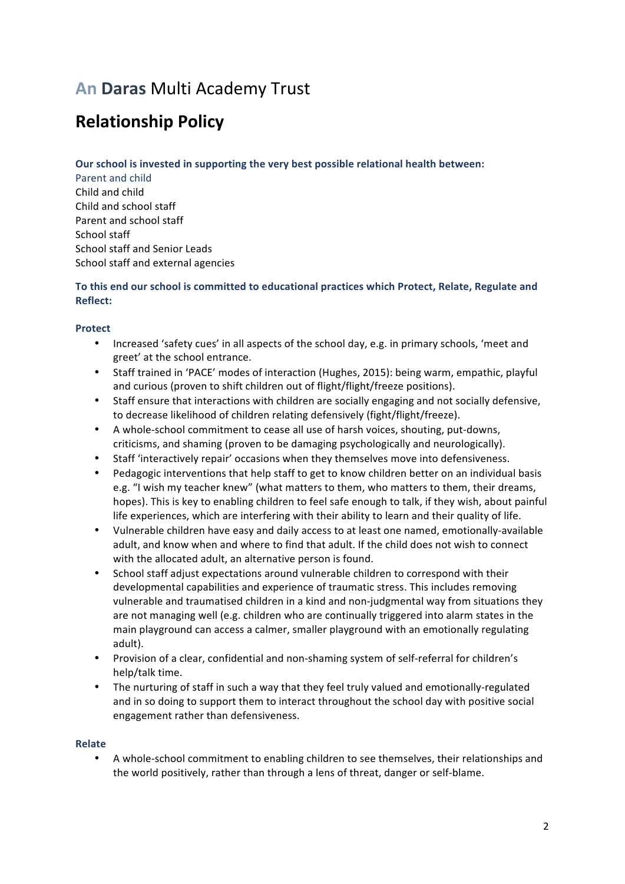# An Daras Multi Academy Trust

# Relationship Policy

**Our school is invested in supporting the very best possible relational health between:**

Parent and child
Child and child
Child and school staff
Parent and school staff
School staff
School staff and Senior Leads
School staff and external agencies

**To this end our school is committed to educational practices which Protect, Relate, Regulate and Reflect:**

**Protect**

- Increased 'safety cues' in all aspects of the school day, e.g. in primary schools, 'meet and greet' at the school entrance.
- Staff trained in 'PACE' modes of interaction (Hughes, 2015): being warm, empathic, playful and curious (proven to shift children out of flight/flight/freeze positions).
- Staff ensure that interactions with children are socially engaging and not socially defensive, to decrease likelihood of children relating defensively (fight/flight/freeze).
- A whole-school commitment to cease all use of harsh voices, shouting, put-downs, criticisms, and shaming (proven to be damaging psychologically and neurologically).
- Staff 'interactively repair' occasions when they themselves move into defensiveness.
- Pedagogic interventions that help staff to get to know children better on an individual basis e.g. "I wish my teacher knew" (what matters to them, who matters to them, their dreams, hopes). This is key to enabling children to feel safe enough to talk, if they wish, about painful life experiences, which are interfering with their ability to learn and their quality of life.
- Vulnerable children have easy and daily access to at least one named, emotionally-available adult, and know when and where to find that adult. If the child does not wish to connect with the allocated adult, an alternative person is found.
- School staff adjust expectations around vulnerable children to correspond with their developmental capabilities and experience of traumatic stress. This includes removing vulnerable and traumatised children in a kind and non-judgmental way from situations they are not managing well (e.g. children who are continually triggered into alarm states in the main playground can access a calmer, smaller playground with an emotionally regulating adult).
- Provision of a clear, confidential and non-shaming system of self-referral for children's help/talk time.
- The nurturing of staff in such a way that they feel truly valued and emotionally-regulated and in so doing to support them to interact throughout the school day with positive social engagement rather than defensiveness.

**Relate**

- A whole-school commitment to enabling children to see themselves, their relationships and the world positively, rather than through a lens of threat, danger or self-blame.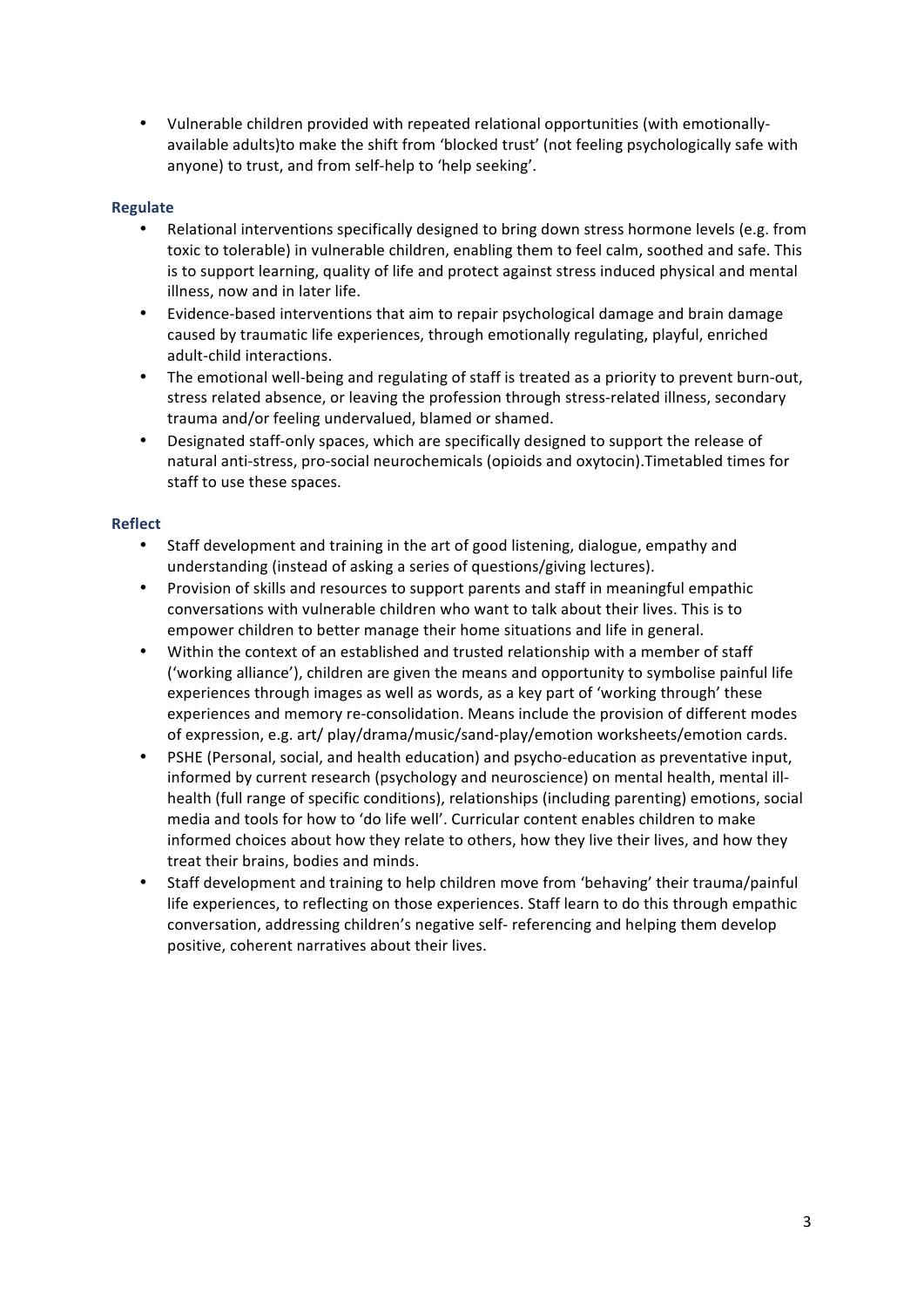- Vulnerable children provided with repeated relational opportunities (with emotionally-available adults)to make the shift from 'blocked trust' (not feeling psychologically safe with anyone) to trust, and from self-help to 'help seeking'.

**Regulate**

- Relational interventions specifically designed to bring down stress hormone levels (e.g. from toxic to tolerable) in vulnerable children, enabling them to feel calm, soothed and safe. This is to support learning, quality of life and protect against stress induced physical and mental illness, now and in later life.
- Evidence-based interventions that aim to repair psychological damage and brain damage caused by traumatic life experiences, through emotionally regulating, playful, enriched adult-child interactions.
- The emotional well-being and regulating of staff is treated as a priority to prevent burn-out, stress related absence, or leaving the profession through stress-related illness, secondary trauma and/or feeling undervalued, blamed or shamed.
- Designated staff-only spaces, which are specifically designed to support the release of natural anti-stress, pro-social neurochemicals (opioids and oxytocin).Timetabled times for staff to use these spaces.

**Reflect**

- Staff development and training in the art of good listening, dialogue, empathy and understanding (instead of asking a series of questions/giving lectures).
- Provision of skills and resources to support parents and staff in meaningful empathic conversations with vulnerable children who want to talk about their lives. This is to empower children to better manage their home situations and life in general.
- Within the context of an established and trusted relationship with a member of staff ('working alliance'), children are given the means and opportunity to symbolise painful life experiences through images as well as words, as a key part of 'working through' these experiences and memory re-consolidation. Means include the provision of different modes of expression, e.g. art/ play/drama/music/sand-play/emotion worksheets/emotion cards.
- PSHE (Personal, social, and health education) and psycho-education as preventative input, informed by current research (psychology and neuroscience) on mental health, mental ill-health (full range of specific conditions), relationships (including parenting) emotions, social media and tools for how to 'do life well'. Curricular content enables children to make informed choices about how they relate to others, how they live their lives, and how they treat their brains, bodies and minds.
- Staff development and training to help children move from 'behaving' their trauma/painful life experiences, to reflecting on those experiences. Staff learn to do this through empathic conversation, addressing children's negative self- referencing and helping them develop positive, coherent narratives about their lives.